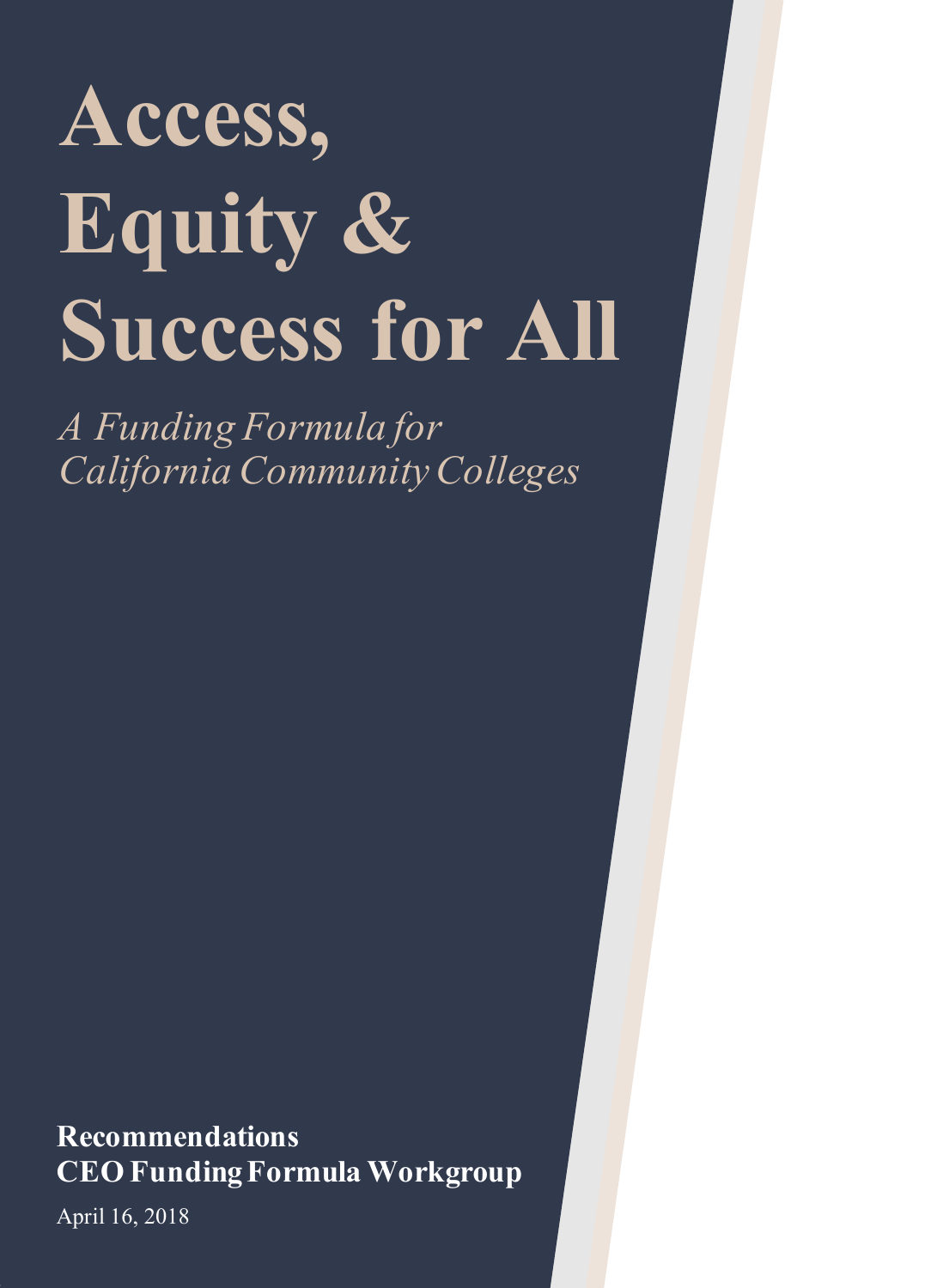# Access, Equity & Success for All

*A Funding Formula for California Community Colleges*

**Recommendations**
**CEO Funding Formula Workgroup**

April 16, 2018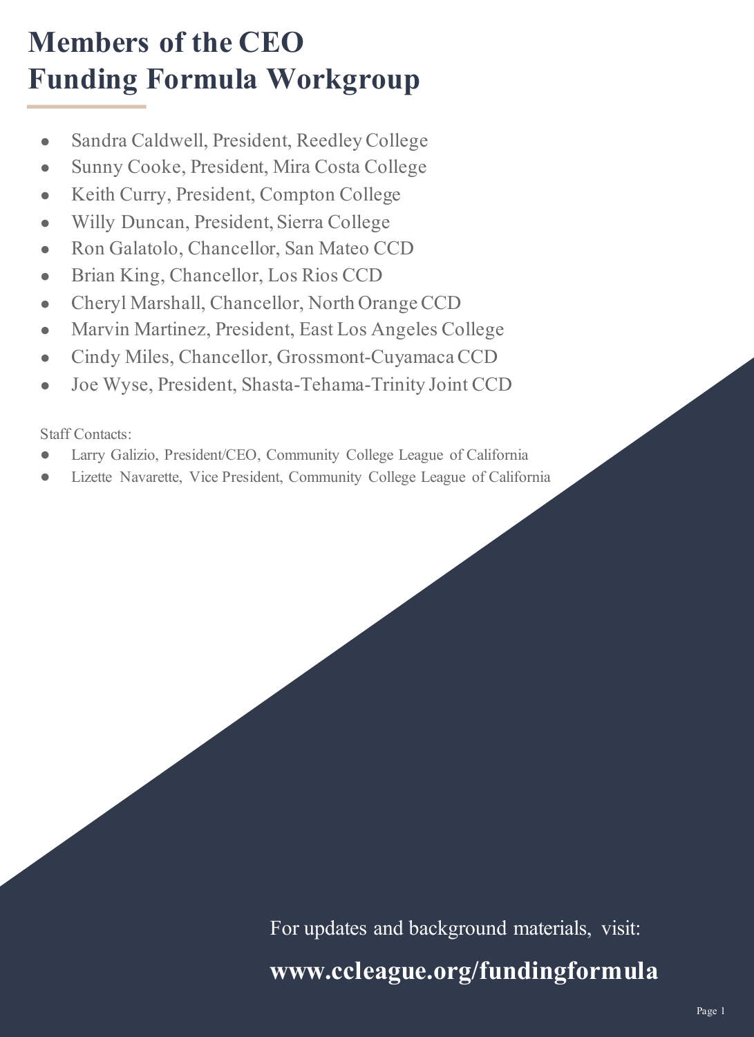# Members of the CEO Funding Formula Workgroup

- Sandra Caldwell, President, Reedley College
- Sunny Cooke, President, Mira Costa College
- Keith Curry, President, Compton College
- Willy Duncan, President, Sierra College
- Ron Galatolo, Chancellor, San Mateo CCD
- Brian King, Chancellor, Los Rios CCD
- Cheryl Marshall, Chancellor, North Orange CCD
- Marvin Martinez, President, East Los Angeles College
- Cindy Miles, Chancellor, Grossmont-Cuyamaca CCD
- Joe Wyse, President, Shasta-Tehama-Trinity Joint CCD

Staff Contacts:

- Larry Galizio, President/CEO, Community College League of California
- Lizette Navarette, Vice President, Community College League of California

For updates and background materials, visit:

**www.ccleague.org/fundingformula**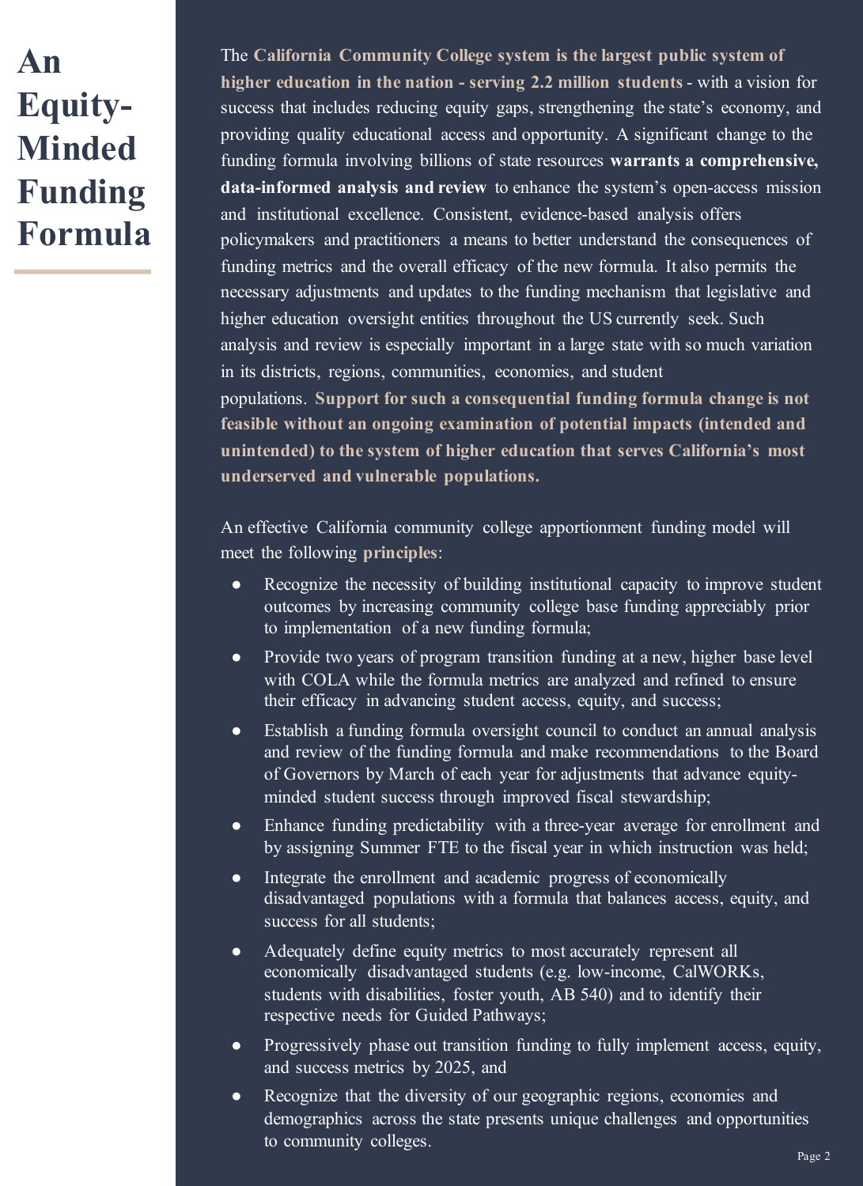# An Equity-Minded Funding Formula

The **California Community College system is the largest public system of higher education in the nation - serving 2.2 million students** - with a vision for success that includes reducing equity gaps, strengthening the state's economy, and providing quality educational access and opportunity. A significant change to the funding formula involving billions of state resources **warrants a comprehensive, data-informed analysis and review** to enhance the system's open-access mission and institutional excellence. Consistent, evidence-based analysis offers policymakers and practitioners a means to better understand the consequences of funding metrics and the overall efficacy of the new formula. It also permits the necessary adjustments and updates to the funding mechanism that legislative and higher education oversight entities throughout the US currently seek. Such analysis and review is especially important in a large state with so much variation in its districts, regions, communities, economies, and student populations. **Support for such a consequential funding formula change is not feasible without an ongoing examination of potential impacts (intended and unintended) to the system of higher education that serves California's most underserved and vulnerable populations.**

An effective California community college apportionment funding model will meet the following **principles**:

- Recognize the necessity of building institutional capacity to improve student outcomes by increasing community college base funding appreciably prior to implementation of a new funding formula;
- Provide two years of program transition funding at a new, higher base level with COLA while the formula metrics are analyzed and refined to ensure their efficacy in advancing student access, equity, and success;
- Establish a funding formula oversight council to conduct an annual analysis and review of the funding formula and make recommendations to the Board of Governors by March of each year for adjustments that advance equity-minded student success through improved fiscal stewardship;
- Enhance funding predictability with a three-year average for enrollment and by assigning Summer FTE to the fiscal year in which instruction was held;
- Integrate the enrollment and academic progress of economically disadvantaged populations with a formula that balances access, equity, and success for all students;
- Adequately define equity metrics to most accurately represent all economically disadvantaged students (e.g. low-income, CalWORKs, students with disabilities, foster youth, AB 540) and to identify their respective needs for Guided Pathways;
- Progressively phase out transition funding to fully implement access, equity, and success metrics by 2025, and
- Recognize that the diversity of our geographic regions, economies and demographics across the state presents unique challenges and opportunities to community colleges.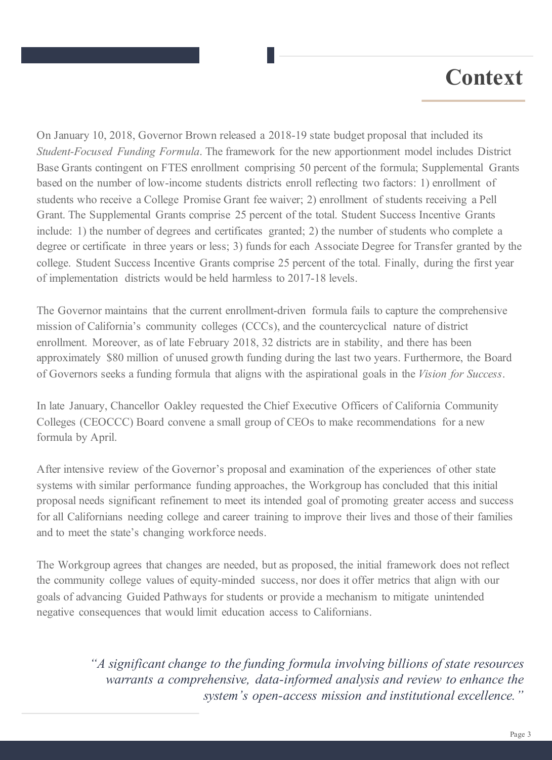# Context

On January 10, 2018, Governor Brown released a 2018-19 state budget proposal that included its *Student-Focused Funding Formula*. The framework for the new apportionment model includes District Base Grants contingent on FTES enrollment comprising 50 percent of the formula; Supplemental Grants based on the number of low-income students districts enroll reflecting two factors: 1) enrollment of students who receive a College Promise Grant fee waiver; 2) enrollment of students receiving a Pell Grant. The Supplemental Grants comprise 25 percent of the total. Student Success Incentive Grants include: 1) the number of degrees and certificates granted; 2) the number of students who complete a degree or certificate in three years or less; 3) funds for each Associate Degree for Transfer granted by the college. Student Success Incentive Grants comprise 25 percent of the total. Finally, during the first year of implementation districts would be held harmless to 2017-18 levels.

The Governor maintains that the current enrollment-driven formula fails to capture the comprehensive mission of California's community colleges (CCCs), and the countercyclical nature of district enrollment. Moreover, as of late February 2018, 32 districts are in stability, and there has been approximately $80 million of unused growth funding during the last two years. Furthermore, the Board of Governors seeks a funding formula that aligns with the aspirational goals in the *Vision for Success*.

In late January, Chancellor Oakley requested the Chief Executive Officers of California Community Colleges (CEOCCC) Board convene a small group of CEOs to make recommendations for a new formula by April.

After intensive review of the Governor's proposal and examination of the experiences of other state systems with similar performance funding approaches, the Workgroup has concluded that this initial proposal needs significant refinement to meet its intended goal of promoting greater access and success for all Californians needing college and career training to improve their lives and those of their families and to meet the state's changing workforce needs.

The Workgroup agrees that changes are needed, but as proposed, the initial framework does not reflect the community college values of equity-minded success, nor does it offer metrics that align with our goals of advancing Guided Pathways for students or provide a mechanism to mitigate unintended negative consequences that would limit education access to Californians.

> *"A significant change to the funding formula involving billions of state resources warrants a comprehensive, data-informed analysis and review to enhance the system's open-access mission and institutional excellence."*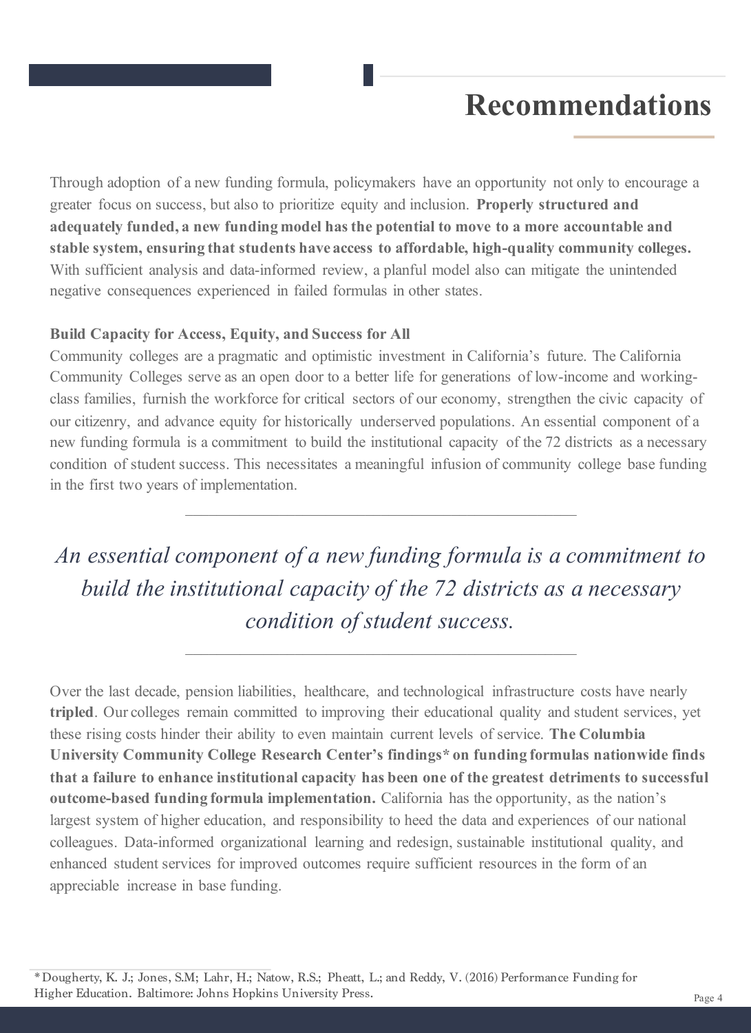# Recommendations

Through adoption of a new funding formula, policymakers have an opportunity not only to encourage a greater focus on success, but also to prioritize equity and inclusion. **Properly structured and adequately funded, a new funding model has the potential to move to a more accountable and stable system, ensuring that students have access to affordable, high-quality community colleges.** With sufficient analysis and data-informed review, a planful model also can mitigate the unintended negative consequences experienced in failed formulas in other states.

**Build Capacity for Access, Equity, and Success for All**

Community colleges are a pragmatic and optimistic investment in California's future. The California Community Colleges serve as an open door to a better life for generations of low-income and working-class families, furnish the workforce for critical sectors of our economy, strengthen the civic capacity of our citizenry, and advance equity for historically underserved populations. An essential component of a new funding formula is a commitment to build the institutional capacity of the 72 districts as a necessary condition of student success. This necessitates a meaningful infusion of community college base funding in the first two years of implementation.

*An essential component of a new funding formula is a commitment to build the institutional capacity of the 72 districts as a necessary condition of student success.*

Over the last decade, pension liabilities, healthcare, and technological infrastructure costs have nearly **tripled**. Our colleges remain committed to improving their educational quality and student services, yet these rising costs hinder their ability to even maintain current levels of service. **The Columbia University Community College Research Center's findings* on funding formulas nationwide finds that a failure to enhance institutional capacity has been one of the greatest detriments to successful outcome-based funding formula implementation.** California has the opportunity, as the nation's largest system of higher education, and responsibility to heed the data and experiences of our national colleagues. Data-informed organizational learning and redesign, sustainable institutional quality, and enhanced student services for improved outcomes require sufficient resources in the form of an appreciable increase in base funding.

* Dougherty, K. J.; Jones, S.M; Lahr, H.; Natow, R.S.; Pheatt, L.; and Reddy, V. (2016) Performance Funding for Higher Education. Baltimore: Johns Hopkins University Press.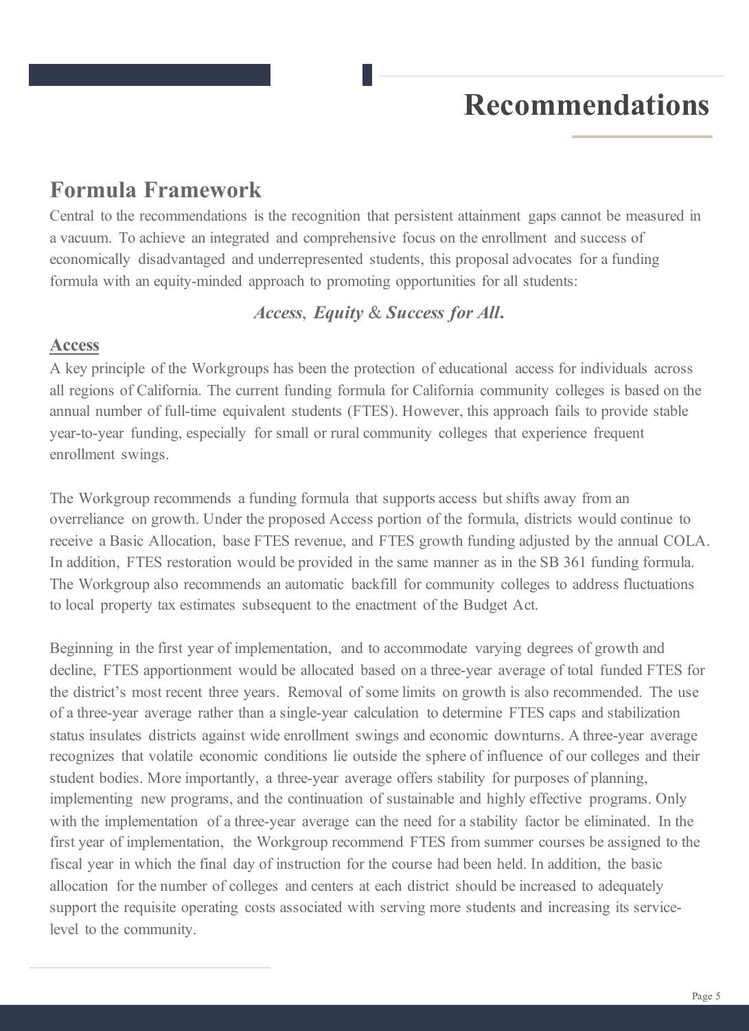# Recommendations

## Formula Framework

Central to the recommendations is the recognition that persistent attainment gaps cannot be measured in a vacuum. To achieve an integrated and comprehensive focus on the enrollment and success of economically disadvantaged and underrepresented students, this proposal advocates for a funding formula with an equity-minded approach to promoting opportunities for all students:

***Access*, *Equity* & *Success for All*.**

### Access

A key principle of the Workgroups has been the protection of educational access for individuals across all regions of California. The current funding formula for California community colleges is based on the annual number of full-time equivalent students (FTES). However, this approach fails to provide stable year-to-year funding, especially for small or rural community colleges that experience frequent enrollment swings.

The Workgroup recommends a funding formula that supports access but shifts away from an overreliance on growth. Under the proposed Access portion of the formula, districts would continue to receive a Basic Allocation, base FTES revenue, and FTES growth funding adjusted by the annual COLA. In addition, FTES restoration would be provided in the same manner as in the SB 361 funding formula. The Workgroup also recommends an automatic backfill for community colleges to address fluctuations to local property tax estimates subsequent to the enactment of the Budget Act.

Beginning in the first year of implementation, and to accommodate varying degrees of growth and decline, FTES apportionment would be allocated based on a three-year average of total funded FTES for the district's most recent three years. Removal of some limits on growth is also recommended. The use of a three-year average rather than a single-year calculation to determine FTES caps and stabilization status insulates districts against wide enrollment swings and economic downturns. A three-year average recognizes that volatile economic conditions lie outside the sphere of influence of our colleges and their student bodies. More importantly, a three-year average offers stability for purposes of planning, implementing new programs, and the continuation of sustainable and highly effective programs. Only with the implementation of a three-year average can the need for a stability factor be eliminated. In the first year of implementation, the Workgroup recommend FTES from summer courses be assigned to the fiscal year in which the final day of instruction for the course had been held. In addition, the basic allocation for the number of colleges and centers at each district should be increased to adequately support the requisite operating costs associated with serving more students and increasing its service-level to the community.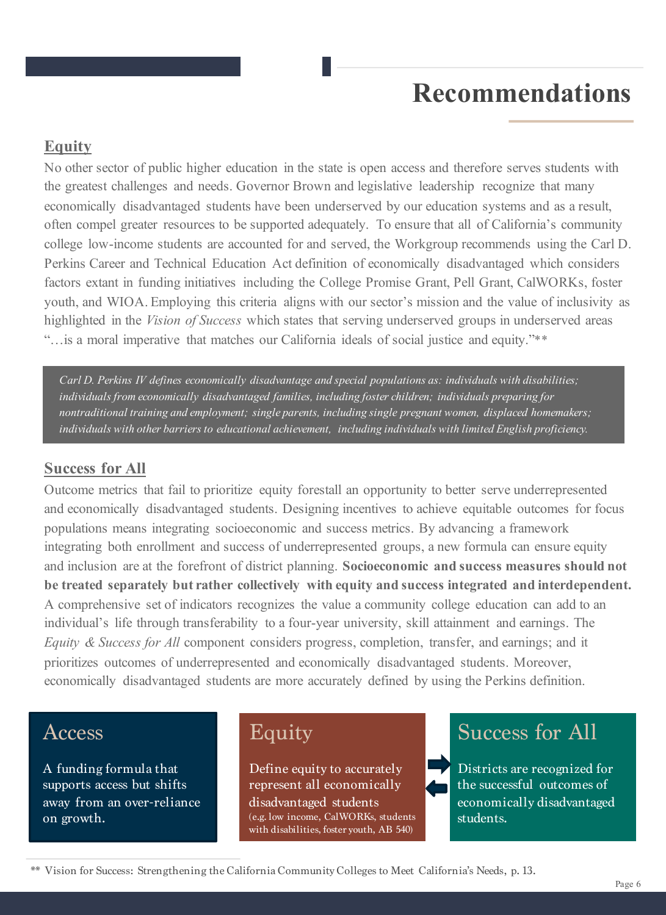# Recommendations

## Equity

No other sector of public higher education in the state is open access and therefore serves students with the greatest challenges and needs. Governor Brown and legislative leadership recognize that many economically disadvantaged students have been underserved by our education systems and as a result, often compel greater resources to be supported adequately. To ensure that all of California's community college low-income students are accounted for and served, the Workgroup recommends using the Carl D. Perkins Career and Technical Education Act definition of economically disadvantaged which considers factors extant in funding initiatives including the College Promise Grant, Pell Grant, CalWORKs, foster youth, and WIOA. Employing this criteria aligns with our sector's mission and the value of inclusivity as highlighted in the *Vision of Success* which states that serving underserved groups in underserved areas "…is a moral imperative that matches our California ideals of social justice and equity."**

> *Carl D. Perkins IV defines economically disadvantage and special populations as: individuals with disabilities; individuals from economically disadvantaged families, including foster children; individuals preparing for nontraditional training and employment; single parents, including single pregnant women, displaced homemakers; individuals with other barriers to educational achievement, including individuals with limited English proficiency.*

## Success for All

Outcome metrics that fail to prioritize equity forestall an opportunity to better serve underrepresented and economically disadvantaged students. Designing incentives to achieve equitable outcomes for focus populations means integrating socioeconomic and success metrics. By advancing a framework integrating both enrollment and success of underrepresented groups, a new formula can ensure equity and inclusion are at the forefront of district planning. **Socioeconomic and success measures should not be treated separately but rather collectively with equity and success integrated and interdependent.** A comprehensive set of indicators recognizes the value a community college education can add to an individual's life through transferability to a four-year university, skill attainment and earnings. The *Equity & Success for All* component considers progress, completion, transfer, and earnings; and it prioritizes outcomes of underrepresented and economically disadvantaged students. Moreover, economically disadvantaged students are more accurately defined by using the Perkins definition.

### Access

A funding formula that supports access but shifts away from an over-reliance on growth.

### Equity

Define equity to accurately represent all economically disadvantaged students (e.g. low income, CalWORKs, students with disabilities, foster youth, AB 540)

### Success for All

Districts are recognized for the successful outcomes of economically disadvantaged students.

** Vision for Success: Strengthening the California Community Colleges to Meet California's Needs, p. 13.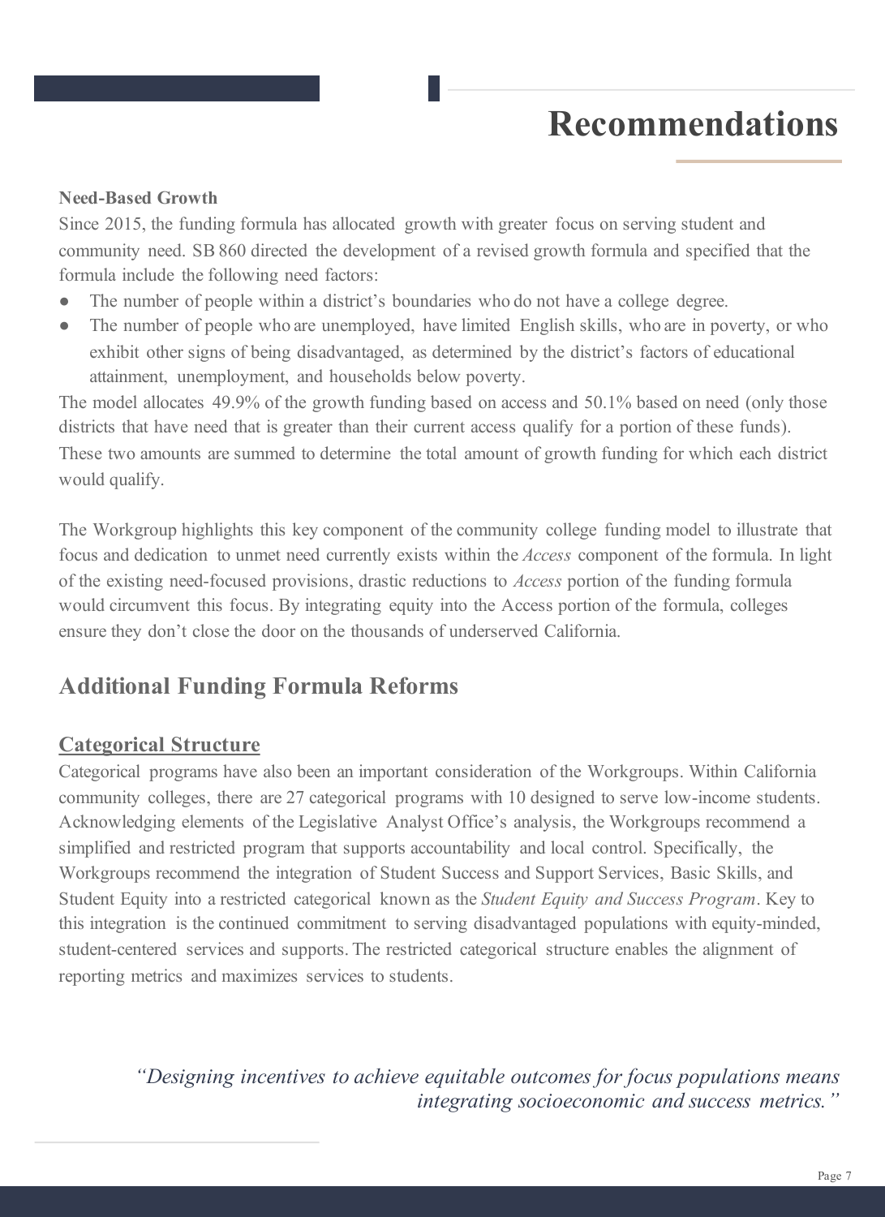# Recommendations

**Need-Based Growth**

Since 2015, the funding formula has allocated growth with greater focus on serving student and community need. SB 860 directed the development of a revised growth formula and specified that the formula include the following need factors:

- The number of people within a district's boundaries who do not have a college degree.
- The number of people who are unemployed, have limited English skills, who are in poverty, or who exhibit other signs of being disadvantaged, as determined by the district's factors of educational attainment, unemployment, and households below poverty.

The model allocates 49.9% of the growth funding based on access and 50.1% based on need (only those districts that have need that is greater than their current access qualify for a portion of these funds). These two amounts are summed to determine the total amount of growth funding for which each district would qualify.

The Workgroup highlights this key component of the community college funding model to illustrate that focus and dedication to unmet need currently exists within the *Access* component of the formula. In light of the existing need-focused provisions, drastic reductions to *Access* portion of the funding formula would circumvent this focus. By integrating equity into the Access portion of the formula, colleges ensure they don't close the door on the thousands of underserved California.

## Additional Funding Formula Reforms

### Categorical Structure

Categorical programs have also been an important consideration of the Workgroups. Within California community colleges, there are 27 categorical programs with 10 designed to serve low-income students. Acknowledging elements of the Legislative Analyst Office's analysis, the Workgroups recommend a simplified and restricted program that supports accountability and local control. Specifically, the Workgroups recommend the integration of Student Success and Support Services, Basic Skills, and Student Equity into a restricted categorical known as the *Student Equity and Success Program*. Key to this integration is the continued commitment to serving disadvantaged populations with equity-minded, student-centered services and supports. The restricted categorical structure enables the alignment of reporting metrics and maximizes services to students.

> *"Designing incentives to achieve equitable outcomes for focus populations means integrating socioeconomic and success metrics."*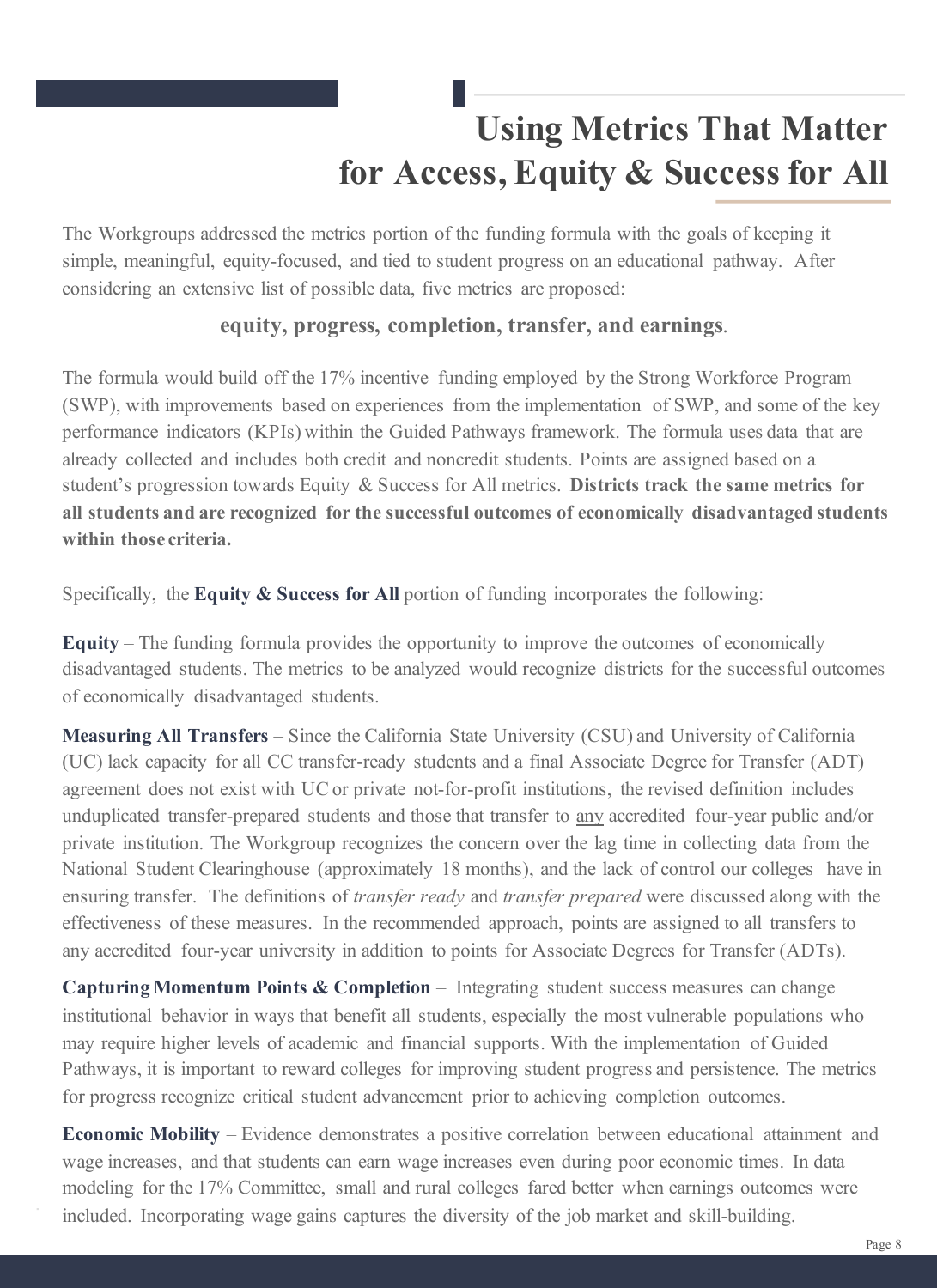# Using Metrics That Matter for Access, Equity & Success for All

The Workgroups addressed the metrics portion of the funding formula with the goals of keeping it simple, meaningful, equity-focused, and tied to student progress on an educational pathway. After considering an extensive list of possible data, five metrics are proposed:

**equity, progress, completion, transfer, and earnings**.

The formula would build off the 17% incentive funding employed by the Strong Workforce Program (SWP), with improvements based on experiences from the implementation of SWP, and some of the key performance indicators (KPIs) within the Guided Pathways framework. The formula uses data that are already collected and includes both credit and noncredit students. Points are assigned based on a student's progression towards Equity & Success for All metrics. **Districts track the same metrics for all students and are recognized for the successful outcomes of economically disadvantaged students within those criteria.**

Specifically, the **Equity & Success for All** portion of funding incorporates the following:

**Equity** – The funding formula provides the opportunity to improve the outcomes of economically disadvantaged students. The metrics to be analyzed would recognize districts for the successful outcomes of economically disadvantaged students.

**Measuring All Transfers** – Since the California State University (CSU) and University of California (UC) lack capacity for all CC transfer-ready students and a final Associate Degree for Transfer (ADT) agreement does not exist with UC or private not-for-profit institutions, the revised definition includes unduplicated transfer-prepared students and those that transfer to any accredited four-year public and/or private institution. The Workgroup recognizes the concern over the lag time in collecting data from the National Student Clearinghouse (approximately 18 months), and the lack of control our colleges have in ensuring transfer. The definitions of *transfer ready* and *transfer prepared* were discussed along with the effectiveness of these measures. In the recommended approach, points are assigned to all transfers to any accredited four-year university in addition to points for Associate Degrees for Transfer (ADTs).

**Capturing Momentum Points & Completion** – Integrating student success measures can change institutional behavior in ways that benefit all students, especially the most vulnerable populations who may require higher levels of academic and financial supports. With the implementation of Guided Pathways, it is important to reward colleges for improving student progress and persistence. The metrics for progress recognize critical student advancement prior to achieving completion outcomes.

**Economic Mobility** – Evidence demonstrates a positive correlation between educational attainment and wage increases, and that students can earn wage increases even during poor economic times. In data modeling for the 17% Committee, small and rural colleges fared better when earnings outcomes were included. Incorporating wage gains captures the diversity of the job market and skill-building.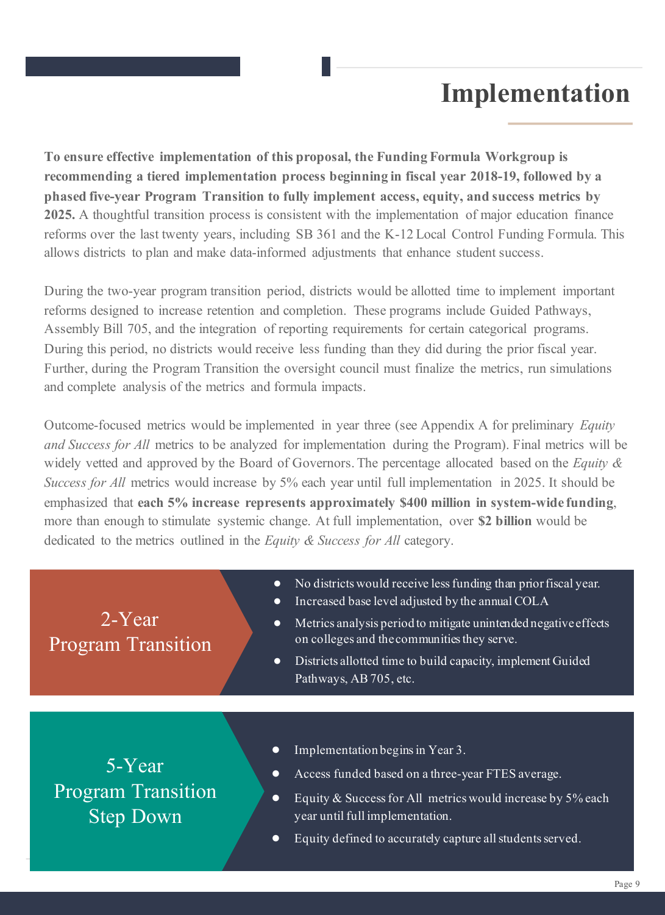# Implementation

**To ensure effective implementation of this proposal, the Funding Formula Workgroup is recommending a tiered implementation process beginning in fiscal year 2018-19, followed by a phased five-year Program Transition to fully implement access, equity, and success metrics by 2025.** A thoughtful transition process is consistent with the implementation of major education finance reforms over the last twenty years, including SB 361 and the K-12 Local Control Funding Formula. This allows districts to plan and make data-informed adjustments that enhance student success.

During the two-year program transition period, districts would be allotted time to implement important reforms designed to increase retention and completion. These programs include Guided Pathways, Assembly Bill 705, and the integration of reporting requirements for certain categorical programs. During this period, no districts would receive less funding than they did during the prior fiscal year. Further, during the Program Transition the oversight council must finalize the metrics, run simulations and complete analysis of the metrics and formula impacts.

Outcome-focused metrics would be implemented in year three (see Appendix A for preliminary *Equity and Success for All* metrics to be analyzed for implementation during the Program). Final metrics will be widely vetted and approved by the Board of Governors. The percentage allocated based on the *Equity & Success for All* metrics would increase by 5% each year until full implementation in 2025. It should be emphasized that **each 5% increase represents approximately $400 million in system-wide funding**, more than enough to stimulate systemic change. At full implementation, over **$2 billion** would be dedicated to the metrics outlined in the *Equity & Success for All* category.

## 2-Year Program Transition

- No districts would receive less funding than prior fiscal year.
- Increased base level adjusted by the annual COLA
- Metrics analysis period to mitigate unintended negative effects on colleges and the communities they serve.
- Districts allotted time to build capacity, implement Guided Pathways, AB 705, etc.

## 5-Year Program Transition Step Down

- Implementation begins in Year 3.
- Access funded based on a three-year FTES average.
- Equity & Success for All metrics would increase by 5% each year until full implementation.
- Equity defined to accurately capture all students served.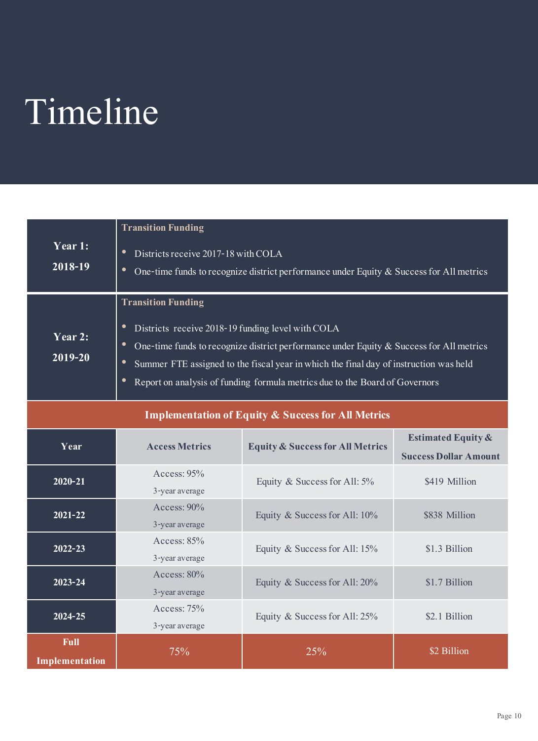# Timeline

| Year | Details |
| --- | --- |
| **Year 1: 2018-19** | **Transition Funding**<br>• Districts receive 2017-18 with COLA<br>• One-time funds to recognize district performance under Equity & Success for All metrics |
| **Year 2: 2019-20** | **Transition Funding**<br>• Districts receive 2018-19 funding level with COLA<br>• One-time funds to recognize district performance under Equity & Success for All metrics<br>• Summer FTE assigned to the fiscal year in which the final day of instruction was held<br>• Report on analysis of funding formula metrics due to the Board of Governors |

**Implementation of Equity & Success for All Metrics**

| Year | Access Metrics | Equity & Success for All Metrics | Estimated Equity & Success Dollar Amount |
| --- | --- | --- | --- |
| 2020-21 | Access: 95% 3-year average | Equity & Success for All: 5% | $419 Million |
| 2021-22 | Access: 90% 3-year average | Equity & Success for All: 10% | $838 Million |
| 2022-23 | Access: 85% 3-year average | Equity & Success for All: 15% | $1.3 Billion |
| 2023-24 | Access: 80% 3-year average | Equity & Success for All: 20% | $1.7 Billion |
| 2024-25 | Access: 75% 3-year average | Equity & Success for All: 25% | $2.1 Billion |
| **Full Implementation** | 75% | 25% | $2 Billion |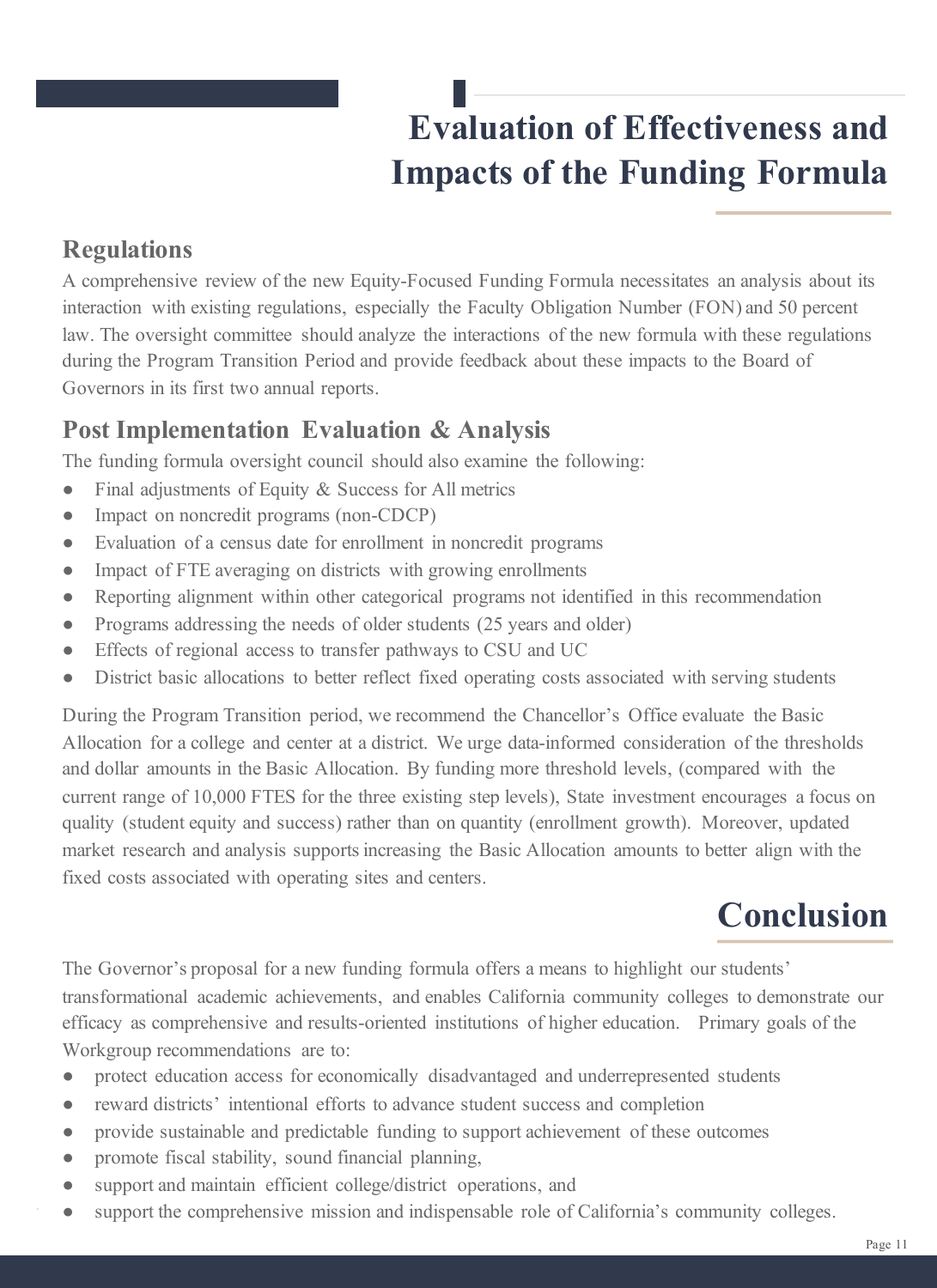# Evaluation of Effectiveness and Impacts of the Funding Formula

## Regulations

A comprehensive review of the new Equity-Focused Funding Formula necessitates an analysis about its interaction with existing regulations, especially the Faculty Obligation Number (FON) and 50 percent law. The oversight committee should analyze the interactions of the new formula with these regulations during the Program Transition Period and provide feedback about these impacts to the Board of Governors in its first two annual reports.

## Post Implementation Evaluation & Analysis

The funding formula oversight council should also examine the following:

- Final adjustments of Equity & Success for All metrics
- Impact on noncredit programs (non-CDCP)
- Evaluation of a census date for enrollment in noncredit programs
- Impact of FTE averaging on districts with growing enrollments
- Reporting alignment within other categorical programs not identified in this recommendation
- Programs addressing the needs of older students (25 years and older)
- Effects of regional access to transfer pathways to CSU and UC
- District basic allocations to better reflect fixed operating costs associated with serving students

During the Program Transition period, we recommend the Chancellor's Office evaluate the Basic Allocation for a college and center at a district. We urge data-informed consideration of the thresholds and dollar amounts in the Basic Allocation. By funding more threshold levels, (compared with the current range of 10,000 FTES for the three existing step levels), State investment encourages a focus on quality (student equity and success) rather than on quantity (enrollment growth). Moreover, updated market research and analysis supports increasing the Basic Allocation amounts to better align with the fixed costs associated with operating sites and centers.

# Conclusion

The Governor's proposal for a new funding formula offers a means to highlight our students' transformational academic achievements, and enables California community colleges to demonstrate our efficacy as comprehensive and results-oriented institutions of higher education. Primary goals of the Workgroup recommendations are to:

- protect education access for economically disadvantaged and underrepresented students
- reward districts' intentional efforts to advance student success and completion
- provide sustainable and predictable funding to support achievement of these outcomes
- promote fiscal stability, sound financial planning,
- support and maintain efficient college/district operations, and
- support the comprehensive mission and indispensable role of California's community colleges.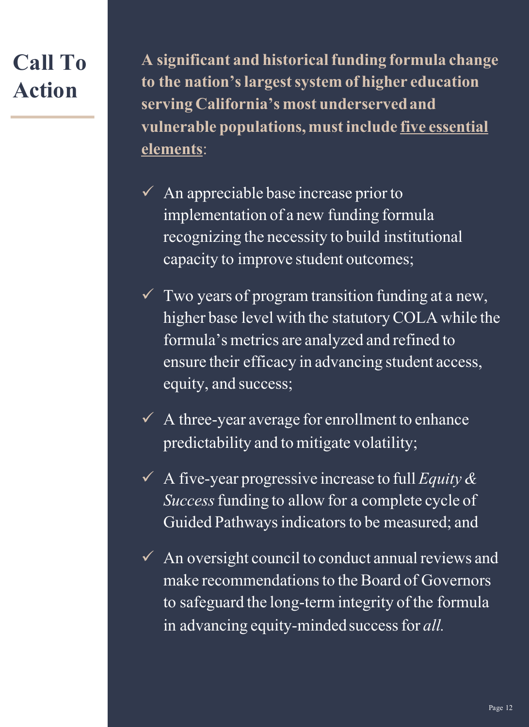# Call To Action

**A significant and historical funding formula change to the nation's largest system of higher education serving California's most underserved and vulnerable populations, must include five essential elements:**

- ✓ An appreciable base increase prior to implementation of a new funding formula recognizing the necessity to build institutional capacity to improve student outcomes;
- ✓ Two years of program transition funding at a new, higher base level with the statutory COLA while the formula's metrics are analyzed and refined to ensure their efficacy in advancing student access, equity, and success;
- ✓ A three-year average for enrollment to enhance predictability and to mitigate volatility;
- ✓ A five-year progressive increase to full *Equity & Success* funding to allow for a complete cycle of Guided Pathways indicators to be measured; and
- ✓ An oversight council to conduct annual reviews and make recommendations to the Board of Governors to safeguard the long-term integrity of the formula in advancing equity-minded success for *all.*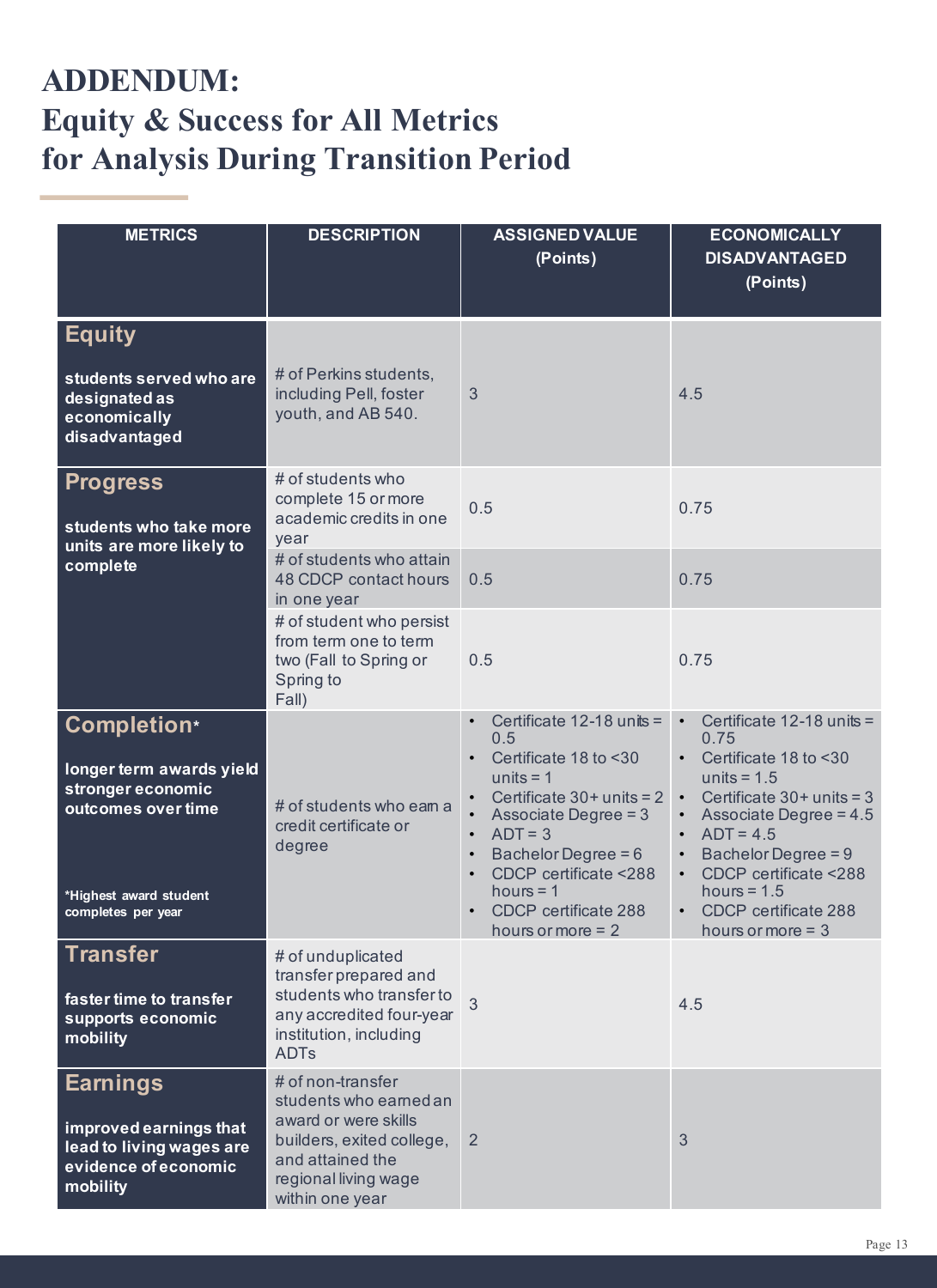# ADDENDUM:
# Equity & Success for All Metrics for Analysis During Transition Period

| METRICS | DESCRIPTION | ASSIGNED VALUE (Points) | ECONOMICALLY DISADVANTAGED (Points) |
|---|---|---|---|
| **Equity**<br><br>**students served who are designated as economically disadvantaged** | # of Perkins students, including Pell, foster youth, and AB 540. | 3 | 4.5 |
| **Progress**<br><br>**students who take more units are more likely to complete** | # of students who complete 15 or more academic credits in one year | 0.5 | 0.75 |
| | # of students who attain 48 CDCP contact hours in one year | 0.5 | 0.75 |
| | # of student who persist from term one to term two (Fall to Spring or Spring to Fall) | 0.5 | 0.75 |
| **Completion***<br><br>**longer term awards yield stronger economic outcomes over time**<br><br>***Highest award student completes per year** | # of students who earn a credit certificate or degree | • Certificate 12-18 units = 0.5<br>• Certificate 18 to <30 units = 1<br>• Certificate 30+ units = 2<br>• Associate Degree = 3<br>• ADT = 3<br>• Bachelor Degree = 6<br>• CDCP certificate <288 hours = 1<br>• CDCP certificate 288 hours or more = 2 | • Certificate 12-18 units = 0.75<br>• Certificate 18 to <30 units = 1.5<br>• Certificate 30+ units = 3<br>• Associate Degree = 4.5<br>• ADT = 4.5<br>• Bachelor Degree = 9<br>• CDCP certificate <288 hours = 1.5<br>• CDCP certificate 288 hours or more = 3 |
| **Transfer**<br><br>**faster time to transfer supports economic mobility** | # of unduplicated transfer prepared and students who transfer to any accredited four-year institution, including ADTs | 3 | 4.5 |
| **Earnings**<br><br>**improved earnings that lead to living wages are evidence of economic mobility** | # of non-transfer students who earned an award or were skills builders, exited college, and attained the regional living wage within one year | 2 | 3 |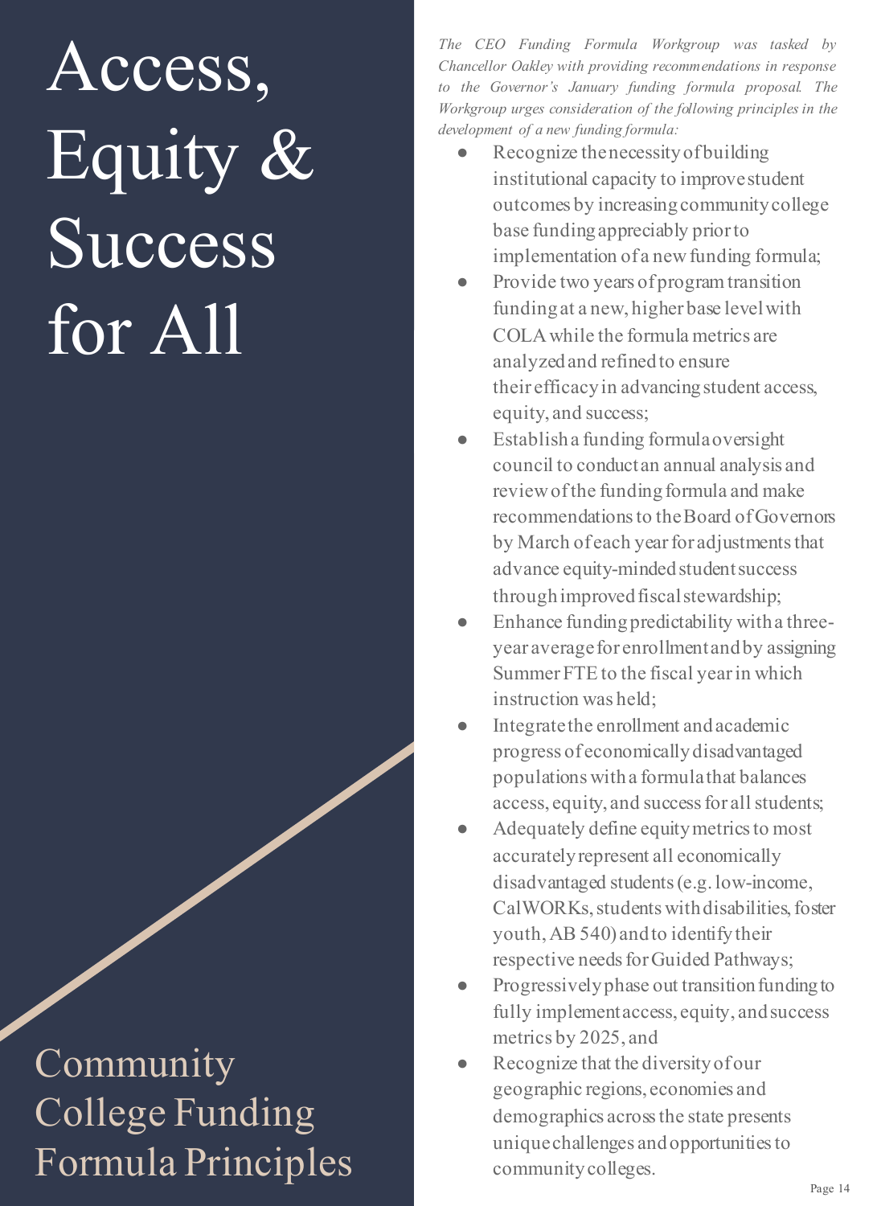# Access, Equity & Success for All

## Community College Funding Formula Principles

*The CEO Funding Formula Workgroup was tasked by Chancellor Oakley with providing recommendations in response to the Governor's January funding formula proposal. The Workgroup urges consideration of the following principles in the development of a new funding formula:*

- Recognize the necessity of building institutional capacity to improve student outcomes by increasing community college base funding appreciably prior to implementation of a new funding formula;
- Provide two years of program transition funding at a new, higher base level with COLA while the formula metrics are analyzed and refined to ensure their efficacy in advancing student access, equity, and success;
- Establish a funding formula oversight council to conduct an annual analysis and review of the funding formula and make recommendations to the Board of Governors by March of each year for adjustments that advance equity-minded student success through improved fiscal stewardship;
- Enhance funding predictability with a three-year average for enrollment and by assigning Summer FTE to the fiscal year in which instruction was held;
- Integrate the enrollment and academic progress of economically disadvantaged populations with a formula that balances access, equity, and success for all students;
- Adequately define equity metrics to most accurately represent all economically disadvantaged students (e.g. low-income, CalWORKs, students with disabilities, foster youth, AB 540) and to identify their respective needs for Guided Pathways;
- Progressively phase out transition funding to fully implement access, equity, and success metrics by 2025, and
- Recognize that the diversity of our geographic regions, economies and demographics across the state presents unique challenges and opportunities to community colleges.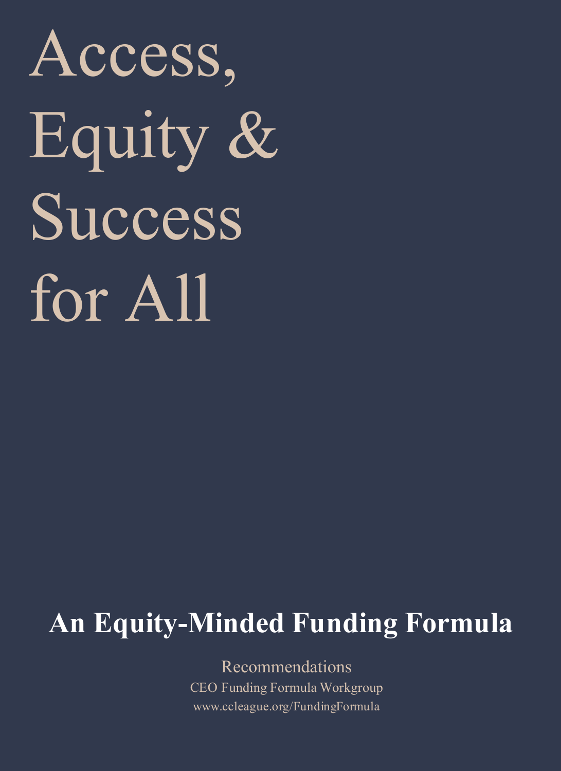# Access, Equity & Success for All

## An Equity-Minded Funding Formula

Recommendations

CEO Funding Formula Workgroup

www.ccleague.org/FundingFormula